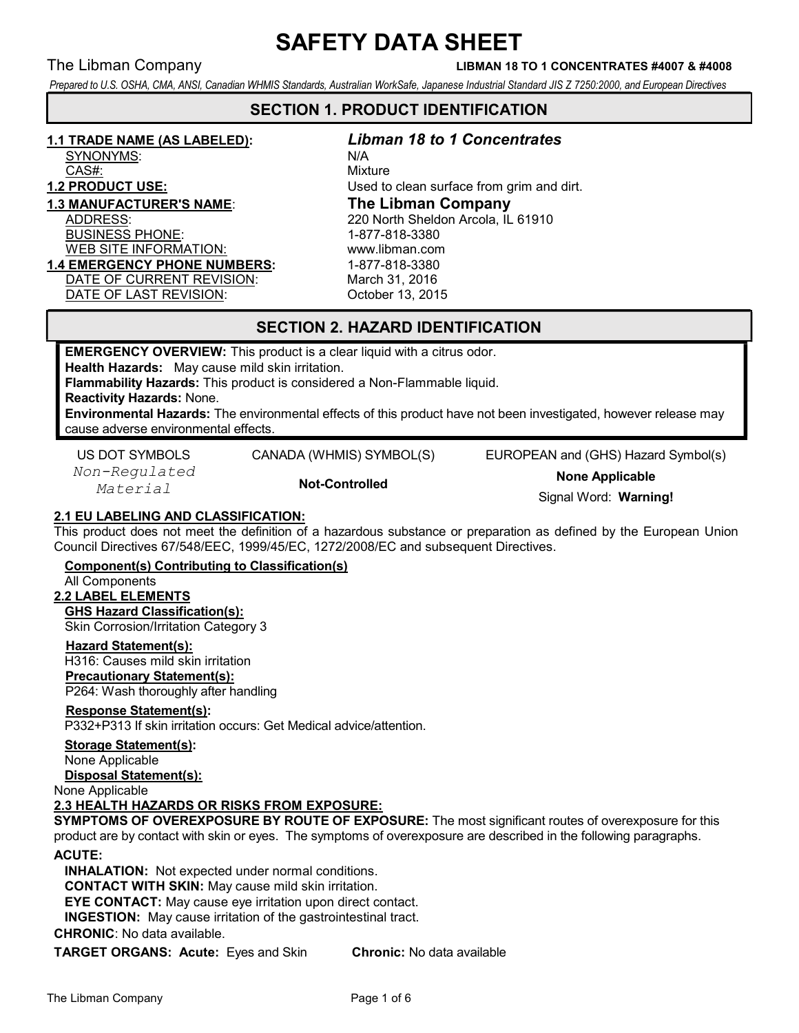# SAFETY DATA SHEET

The Libman Company **LIBMAN 18 TO 1 CONCENTRATES #4007 & #4008**

*Prepared to U.S. OSHA, CMA, ANSI, Canadian WHMIS Standards, Australian WorkSafe, Japanese Industrial Standard JIS Z 7250:2000, and European Directives*

## SECTION 1. PRODUCT IDENTIFICATION

**1.1 TRADE NAME (AS LABELED):** ***Libman 18 to 1 Concentrates***
SYNONYMS: N/A
CAS#: Mixture

**1.2 PRODUCT USE:** Used to clean surface from grim and dirt.

**1.3 MANUFACTURER'S NAME:** **The Libman Company**
ADDRESS: 220 North Sheldon Arcola, IL 61910
BUSINESS PHONE: 1-877-818-3380
WEB SITE INFORMATION: www.libman.com

**1.4 EMERGENCY PHONE NUMBERS:** 1-877-818-3380
DATE OF CURRENT REVISION: March 31, 2016
DATE OF LAST REVISION: October 13, 2015

## SECTION 2. HAZARD IDENTIFICATION

**EMERGENCY OVERVIEW:** This product is a clear liquid with a citrus odor.
**Health Hazards:** May cause mild skin irritation.
**Flammability Hazards:** This product is considered a Non-Flammable liquid.
**Reactivity Hazards:** None.
**Environmental Hazards:** The environmental effects of this product have not been investigated, however release may cause adverse environmental effects.

| US DOT SYMBOLS | CANADA (WHMIS) SYMBOL(S) | EUROPEAN and (GHS) Hazard Symbol(s) |
|---|---|---|
| Non-Regulated Material | **Not-Controlled** | **None Applicable**<br>Signal Word: **Warning!** |

**2.1 EU LABELING AND CLASSIFICATION:**

This product does not meet the definition of a hazardous substance or preparation as defined by the European Union Council Directives 67/548/EEC, 1999/45/EC, 1272/2008/EC and subsequent Directives.

**Component(s) Contributing to Classification(s)**
All Components

**2.2 LABEL ELEMENTS**

**GHS Hazard Classification(s):**
Skin Corrosion/Irritation Category 3

**Hazard Statement(s):**
H316: Causes mild skin irritation

**Precautionary Statement(s):**
P264: Wash thoroughly after handling

**Response Statement(s):**
P332+P313 If skin irritation occurs: Get Medical advice/attention.

**Storage Statement(s):**
None Applicable

**Disposal Statement(s):**
None Applicable

**2.3 HEALTH HAZARDS OR RISKS FROM EXPOSURE:**

**SYMPTOMS OF OVEREXPOSURE BY ROUTE OF EXPOSURE:** The most significant routes of overexposure for this product are by contact with skin or eyes. The symptoms of overexposure are described in the following paragraphs.

**ACUTE:**

**INHALATION:** Not expected under normal conditions.
**CONTACT WITH SKIN:** May cause mild skin irritation.
**EYE CONTACT:** May cause eye irritation upon direct contact.
**INGESTION:** May cause irritation of the gastrointestinal tract.

**CHRONIC**: No data available.

**TARGET ORGANS: Acute:** Eyes and Skin **Chronic:** No data available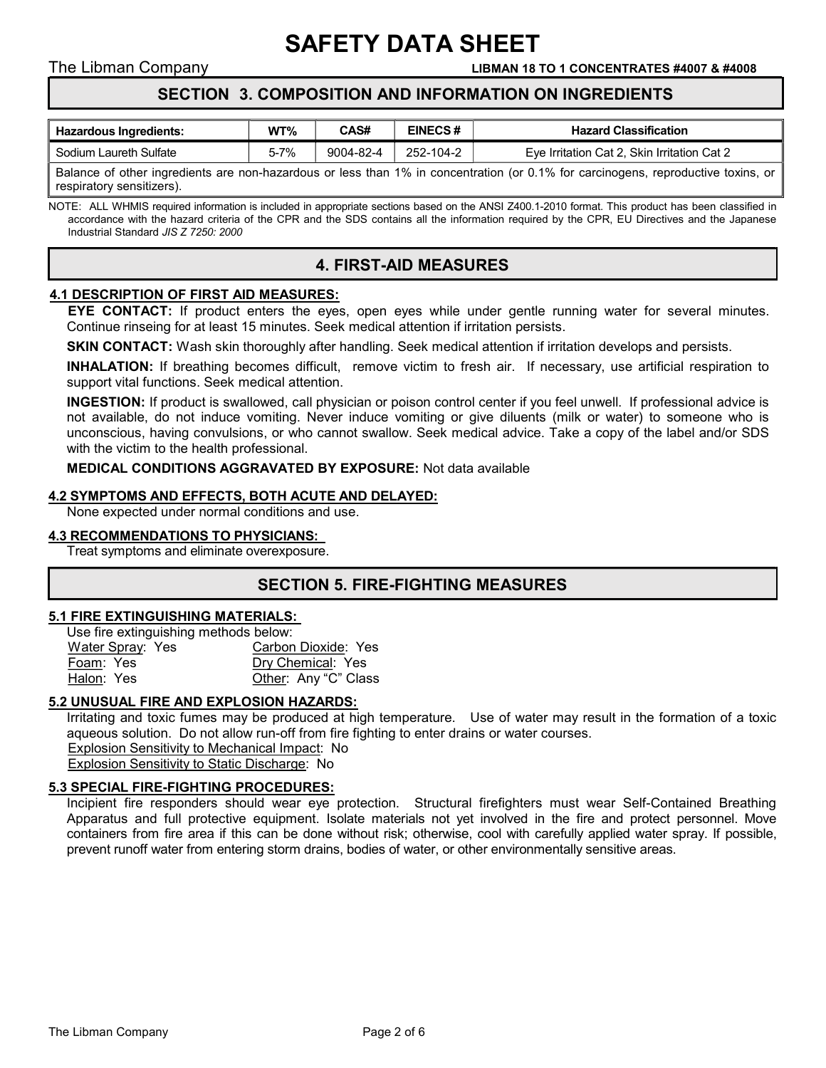# SAFETY DATA SHEET

The Libman Company **LIBMAN 18 TO 1 CONCENTRATES #4007 & #4008**

## SECTION 3. COMPOSITION AND INFORMATION ON INGREDIENTS

| Hazardous Ingredients: | WT% | CAS# | EINECS # | Hazard Classification |
|---|---|---|---|---|
| Sodium Laureth Sulfate | 5-7% | 9004-82-4 | 252-104-2 | Eye Irritation Cat 2, Skin Irritation Cat 2 |
| Balance of other ingredients are non-hazardous or less than 1% in concentration (or 0.1% for carcinogens, reproductive toxins, or respiratory sensitizers). | | | | |

NOTE: ALL WHMIS required information is included in appropriate sections based on the ANSI Z400.1-2010 format. This product has been classified in accordance with the hazard criteria of the CPR and the SDS contains all the information required by the CPR, EU Directives and the Japanese Industrial Standard *JIS Z 7250: 2000*

## 4. FIRST-AID MEASURES

### 4.1 DESCRIPTION OF FIRST AID MEASURES:

**EYE CONTACT:** If product enters the eyes, open eyes while under gentle running water for several minutes. Continue rinseing for at least 15 minutes. Seek medical attention if irritation persists.

**SKIN CONTACT:** Wash skin thoroughly after handling. Seek medical attention if irritation develops and persists.

**INHALATION:** If breathing becomes difficult, remove victim to fresh air. If necessary, use artificial respiration to support vital functions. Seek medical attention.

**INGESTION:** If product is swallowed, call physician or poison control center if you feel unwell. If professional advice is not available, do not induce vomiting. Never induce vomiting or give diluents (milk or water) to someone who is unconscious, having convulsions, or who cannot swallow. Seek medical advice. Take a copy of the label and/or SDS with the victim to the health professional.

**MEDICAL CONDITIONS AGGRAVATED BY EXPOSURE:** Not data available

### 4.2 SYMPTOMS AND EFFECTS, BOTH ACUTE AND DELAYED:

None expected under normal conditions and use.

### 4.3 RECOMMENDATIONS TO PHYSICIANS:

Treat symptoms and eliminate overexposure.

## SECTION 5. FIRE-FIGHTING MEASURES

### 5.1 FIRE EXTINGUISHING MATERIALS:

Use fire extinguishing methods below:

Water Spray: Yes
Carbon Dioxide: Yes
Foam: Yes
Dry Chemical: Yes
Halon: Yes
Other: Any "C" Class

### 5.2 UNUSUAL FIRE AND EXPLOSION HAZARDS:

Irritating and toxic fumes may be produced at high temperature. Use of water may result in the formation of a toxic aqueous solution. Do not allow run-off from fire fighting to enter drains or water courses.

Explosion Sensitivity to Mechanical Impact: No

Explosion Sensitivity to Static Discharge: No

### 5.3 SPECIAL FIRE-FIGHTING PROCEDURES:

Incipient fire responders should wear eye protection. Structural firefighters must wear Self-Contained Breathing Apparatus and full protective equipment. Isolate materials not yet involved in the fire and protect personnel. Move containers from fire area if this can be done without risk; otherwise, cool with carefully applied water spray. If possible, prevent runoff water from entering storm drains, bodies of water, or other environmentally sensitive areas.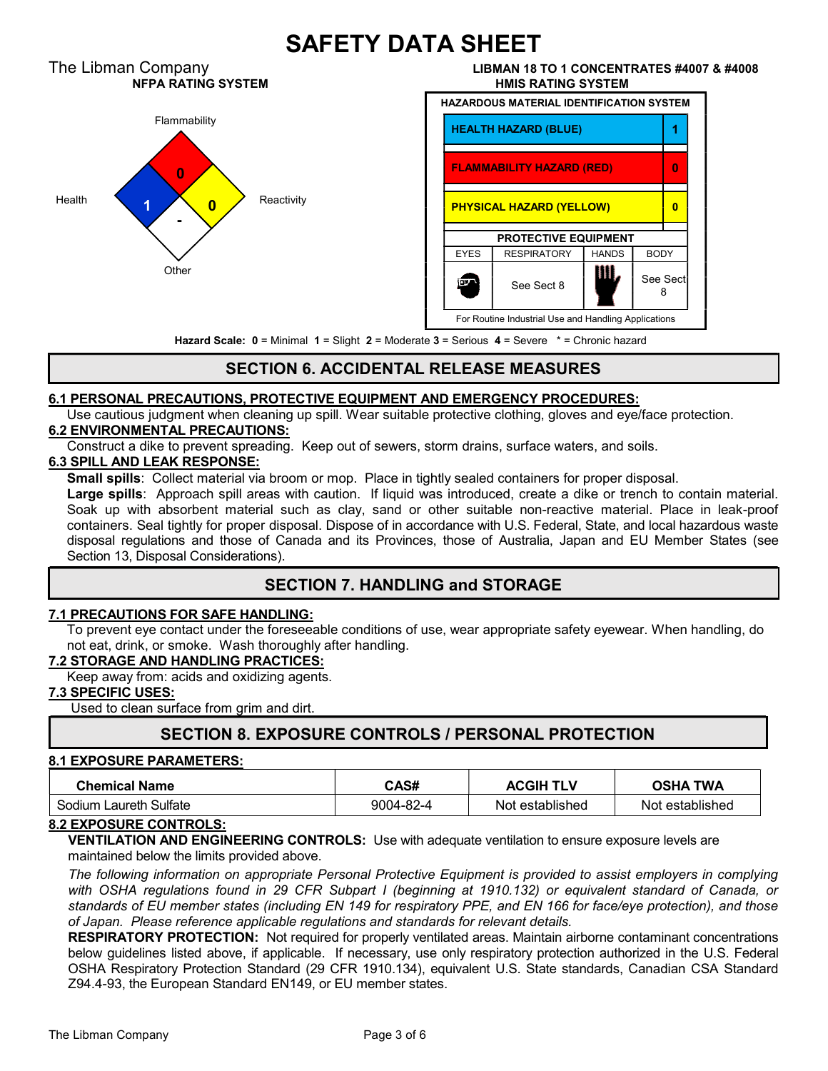# SAFETY DATA SHEET

The Libman Company

**LIBMAN 18 TO 1 CONCENTRATES #4007 & #4008**

**NFPA RATING SYSTEM**

Flammability: 0
Health: 1
Reactivity: 0
Other: -

**HMIS RATING SYSTEM**

| HAZARDOUS MATERIAL IDENTIFICATION SYSTEM | |
|---|---|
| HEALTH HAZARD (BLUE) | 1 |
| FLAMMABILITY HAZARD (RED) | 0 |
| PHYSICAL HAZARD (YELLOW) | 0 |

| PROTECTIVE EQUIPMENT | | | |
|---|---|---|---|
| EYES | RESPIRATORY | HANDS | BODY |
| | See Sect 8 | | See Sect 8 |

For Routine Industrial Use and Handling Applications

**Hazard Scale: 0** = Minimal **1** = Slight **2** = Moderate **3** = Serious **4** = Severe * = Chronic hazard

## SECTION 6. ACCIDENTAL RELEASE MEASURES

**6.1 PERSONAL PRECAUTIONS, PROTECTIVE EQUIPMENT AND EMERGENCY PROCEDURES:**

Use cautious judgment when cleaning up spill. Wear suitable protective clothing, gloves and eye/face protection.

**6.2 ENVIRONMENTAL PRECAUTIONS:**

Construct a dike to prevent spreading. Keep out of sewers, storm drains, surface waters, and soils.

**6.3 SPILL AND LEAK RESPONSE:**

**Small spills**: Collect material via broom or mop. Place in tightly sealed containers for proper disposal.

**Large spills**: Approach spill areas with caution. If liquid was introduced, create a dike or trench to contain material. Soak up with absorbent material such as clay, sand or other suitable non-reactive material. Place in leak-proof containers. Seal tightly for proper disposal. Dispose of in accordance with U.S. Federal, State, and local hazardous waste disposal regulations and those of Canada and its Provinces, those of Australia, Japan and EU Member States (see Section 13, Disposal Considerations).

## SECTION 7. HANDLING and STORAGE

**7.1 PRECAUTIONS FOR SAFE HANDLING:**

To prevent eye contact under the foreseeable conditions of use, wear appropriate safety eyewear. When handling, do not eat, drink, or smoke. Wash thoroughly after handling.

**7.2 STORAGE AND HANDLING PRACTICES:**

Keep away from: acids and oxidizing agents.

**7.3 SPECIFIC USES:**

Used to clean surface from grim and dirt.

## SECTION 8. EXPOSURE CONTROLS / PERSONAL PROTECTION

**8.1 EXPOSURE PARAMETERS:**

| Chemical Name | CAS# | ACGIH TLV | OSHA TWA |
|---|---|---|---|
| Sodium Laureth Sulfate | 9004-82-4 | Not established | Not established |

**8.2 EXPOSURE CONTROLS:**

**VENTILATION AND ENGINEERING CONTROLS:** Use with adequate ventilation to ensure exposure levels are maintained below the limits provided above.

*The following information on appropriate Personal Protective Equipment is provided to assist employers in complying with OSHA regulations found in 29 CFR Subpart I (beginning at 1910.132) or equivalent standard of Canada, or standards of EU member states (including EN 149 for respiratory PPE, and EN 166 for face/eye protection), and those of Japan. Please reference applicable regulations and standards for relevant details.*

**RESPIRATORY PROTECTION:** Not required for properly ventilated areas. Maintain airborne contaminant concentrations below guidelines listed above, if applicable. If necessary, use only respiratory protection authorized in the U.S. Federal OSHA Respiratory Protection Standard (29 CFR 1910.134), equivalent U.S. State standards, Canadian CSA Standard Z94.4-93, the European Standard EN149, or EU member states.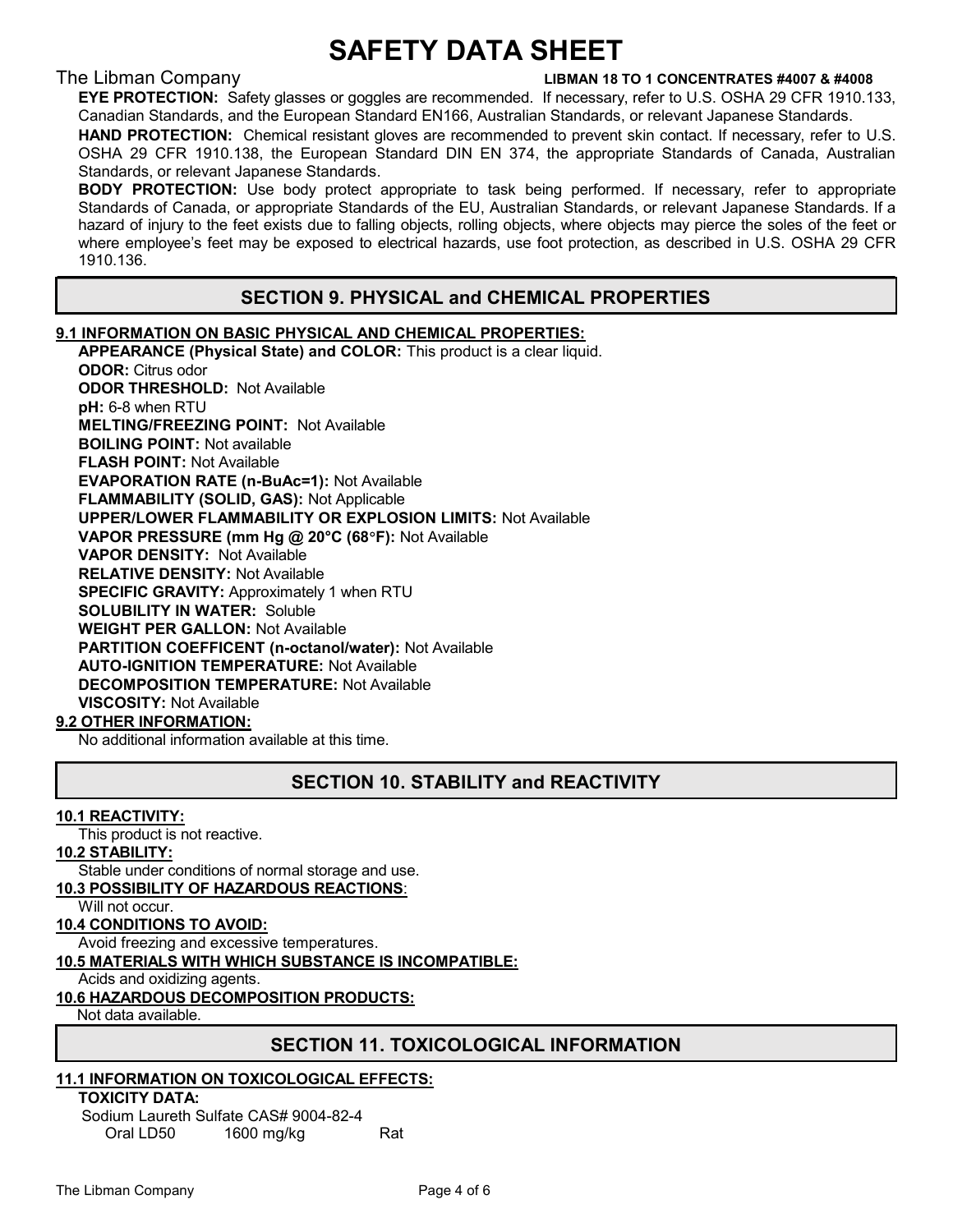**EYE PROTECTION:** Safety glasses or goggles are recommended. If necessary, refer to U.S. OSHA 29 CFR 1910.133, Canadian Standards, and the European Standard EN166, Australian Standards, or relevant Japanese Standards.

**HAND PROTECTION:** Chemical resistant gloves are recommended to prevent skin contact. If necessary, refer to U.S. OSHA 29 CFR 1910.138, the European Standard DIN EN 374, the appropriate Standards of Canada, Australian Standards, or relevant Japanese Standards.

**BODY PROTECTION:** Use body protect appropriate to task being performed. If necessary, refer to appropriate Standards of Canada, or appropriate Standards of the EU, Australian Standards, or relevant Japanese Standards. If a hazard of injury to the feet exists due to falling objects, rolling objects, where objects may pierce the soles of the feet or where employee's feet may be exposed to electrical hazards, use foot protection, as described in U.S. OSHA 29 CFR 1910.136.

## SECTION 9. PHYSICAL and CHEMICAL PROPERTIES

**9.1 INFORMATION ON BASIC PHYSICAL AND CHEMICAL PROPERTIES:**

**APPEARANCE (Physical State) and COLOR:** This product is a clear liquid.
**ODOR:** Citrus odor
**ODOR THRESHOLD:** Not Available
**pH:** 6-8 when RTU
**MELTING/FREEZING POINT:** Not Available
**BOILING POINT:** Not available
**FLASH POINT:** Not Available
**EVAPORATION RATE (n-BuAc=1):** Not Available
**FLAMMABILITY (SOLID, GAS):** Not Applicable
**UPPER/LOWER FLAMMABILITY OR EXPLOSION LIMITS:** Not Available
**VAPOR PRESSURE (mm Hg @ 20°C (68°F):** Not Available
**VAPOR DENSITY:** Not Available
**RELATIVE DENSITY:** Not Available
**SPECIFIC GRAVITY:** Approximately 1 when RTU
**SOLUBILITY IN WATER:** Soluble
**WEIGHT PER GALLON:** Not Available
**PARTITION COEFFICENT (n-octanol/water):** Not Available
**AUTO-IGNITION TEMPERATURE:** Not Available
**DECOMPOSITION TEMPERATURE:** Not Available
**VISCOSITY:** Not Available

**9.2 OTHER INFORMATION:**

No additional information available at this time.

## SECTION 10. STABILITY and REACTIVITY

**10.1 REACTIVITY:**

This product is not reactive.

**10.2 STABILITY:**

Stable under conditions of normal storage and use.

**10.3 POSSIBILITY OF HAZARDOUS REACTIONS:**

Will not occur.

**10.4 CONDITIONS TO AVOID:**

Avoid freezing and excessive temperatures.

**10.5 MATERIALS WITH WHICH SUBSTANCE IS INCOMPATIBLE:**

Acids and oxidizing agents.

**10.6 HAZARDOUS DECOMPOSITION PRODUCTS:**

Not data available.

## SECTION 11. TOXICOLOGICAL INFORMATION

**11.1 INFORMATION ON TOXICOLOGICAL EFFECTS:**

**TOXICITY DATA:**

Sodium Laureth Sulfate CAS# 9004-82-4

| Oral LD50 | 1600 mg/kg | Rat |
|---|---|---|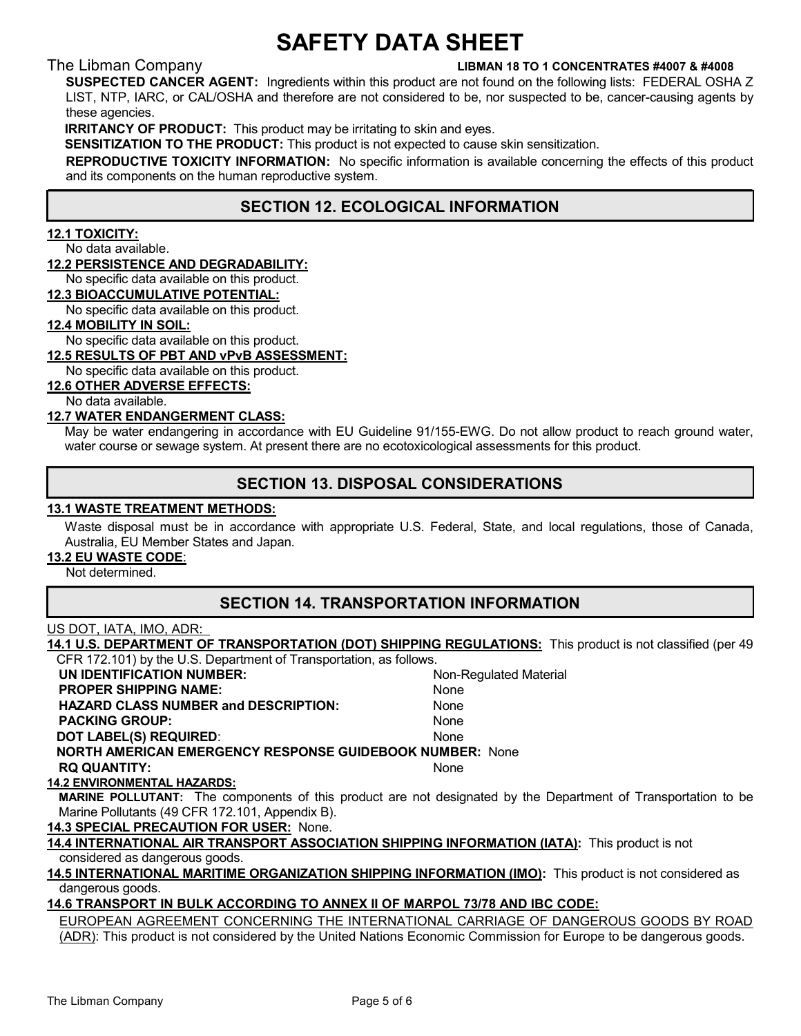**SUSPECTED CANCER AGENT:** Ingredients within this product are not found on the following lists: FEDERAL OSHA Z LIST, NTP, IARC, or CAL/OSHA and therefore are not considered to be, nor suspected to be, cancer-causing agents by these agencies.

**IRRITANCY OF PRODUCT:** This product may be irritating to skin and eyes.

**SENSITIZATION TO THE PRODUCT:** This product is not expected to cause skin sensitization.

**REPRODUCTIVE TOXICITY INFORMATION:** No specific information is available concerning the effects of this product and its components on the human reproductive system.

## SECTION 12. ECOLOGICAL INFORMATION

**12.1 TOXICITY:**
No data available.

**12.2 PERSISTENCE AND DEGRADABILITY:**
No specific data available on this product.

**12.3 BIOACCUMULATIVE POTENTIAL:**
No specific data available on this product.

**12.4 MOBILITY IN SOIL:**
No specific data available on this product.

**12.5 RESULTS OF PBT AND vPvB ASSESSMENT:**
No specific data available on this product.

**12.6 OTHER ADVERSE EFFECTS:**
No data available.

**12.7 WATER ENDANGERMENT CLASS:**
May be water endangering in accordance with EU Guideline 91/155-EWG. Do not allow product to reach ground water, water course or sewage system. At present there are no ecotoxicological assessments for this product.

## SECTION 13. DISPOSAL CONSIDERATIONS

**13.1 WASTE TREATMENT METHODS:**
Waste disposal must be in accordance with appropriate U.S. Federal, State, and local regulations, those of Canada, Australia, EU Member States and Japan.

**13.2 EU WASTE CODE**:
Not determined.

## SECTION 14. TRANSPORTATION INFORMATION

US DOT, IATA, IMO, ADR:

**14.1 U.S. DEPARTMENT OF TRANSPORTATION (DOT) SHIPPING REGULATIONS:** This product is not classified (per 49 CFR 172.101) by the U.S. Department of Transportation, as follows.

| | |
|---|---|
| **UN IDENTIFICATION NUMBER:** | Non-Regulated Material |
| **PROPER SHIPPING NAME:** | None |
| **HAZARD CLASS NUMBER and DESCRIPTION:** | None |
| **PACKING GROUP:** | None |
| **DOT LABEL(S) REQUIRED**: | None |
| **NORTH AMERICAN EMERGENCY RESPONSE GUIDEBOOK NUMBER:** | None |
| **RQ QUANTITY:** | None |

**14.2 ENVIRONMENTAL HAZARDS:**

**MARINE POLLUTANT:** The components of this product are not designated by the Department of Transportation to be Marine Pollutants (49 CFR 172.101, Appendix B).

**14.3 SPECIAL PRECAUTION FOR USER:** None.

**14.4 INTERNATIONAL AIR TRANSPORT ASSOCIATION SHIPPING INFORMATION (IATA):** This product is not considered as dangerous goods.

**14.5 INTERNATIONAL MARITIME ORGANIZATION SHIPPING INFORMATION (IMO):** This product is not considered as dangerous goods.

**14.6 TRANSPORT IN BULK ACCORDING TO ANNEX II OF MARPOL 73/78 AND IBC CODE:**

EUROPEAN AGREEMENT CONCERNING THE INTERNATIONAL CARRIAGE OF DANGEROUS GOODS BY ROAD (ADR): This product is not considered by the United Nations Economic Commission for Europe to be dangerous goods.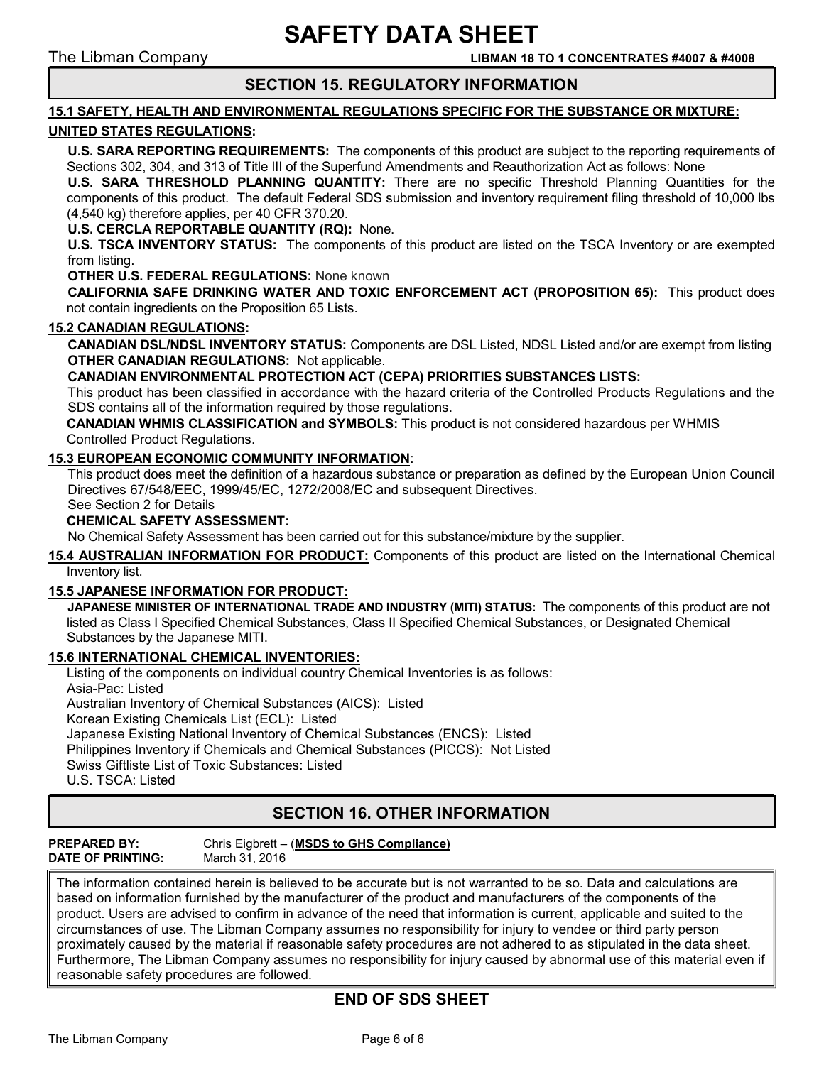# SAFETY DATA SHEET

## SECTION 15. REGULATORY INFORMATION

### 15.1 SAFETY, HEALTH AND ENVIRONMENTAL REGULATIONS SPECIFIC FOR THE SUBSTANCE OR MIXTURE:

**UNITED STATES REGULATIONS:**

**U.S. SARA REPORTING REQUIREMENTS:** The components of this product are subject to the reporting requirements of Sections 302, 304, and 313 of Title III of the Superfund Amendments and Reauthorization Act as follows: None

**U.S. SARA THRESHOLD PLANNING QUANTITY:** There are no specific Threshold Planning Quantities for the components of this product. The default Federal SDS submission and inventory requirement filing threshold of 10,000 lbs (4,540 kg) therefore applies, per 40 CFR 370.20.

**U.S. CERCLA REPORTABLE QUANTITY (RQ):** None.

**U.S. TSCA INVENTORY STATUS:** The components of this product are listed on the TSCA Inventory or are exempted from listing.

**OTHER U.S. FEDERAL REGULATIONS:** None known

**CALIFORNIA SAFE DRINKING WATER AND TOXIC ENFORCEMENT ACT (PROPOSITION 65):** This product does not contain ingredients on the Proposition 65 Lists.

### 15.2 CANADIAN REGULATIONS:

**CANADIAN DSL/NDSL INVENTORY STATUS:** Components are DSL Listed, NDSL Listed and/or are exempt from listing

**OTHER CANADIAN REGULATIONS:** Not applicable.

**CANADIAN ENVIRONMENTAL PROTECTION ACT (CEPA) PRIORITIES SUBSTANCES LISTS:**
This product has been classified in accordance with the hazard criteria of the Controlled Products Regulations and the SDS contains all of the information required by those regulations.

**CANADIAN WHMIS CLASSIFICATION and SYMBOLS:** This product is not considered hazardous per WHMIS Controlled Product Regulations.

### 15.3 EUROPEAN ECONOMIC COMMUNITY INFORMATION:

This product does meet the definition of a hazardous substance or preparation as defined by the European Union Council Directives 67/548/EEC, 1999/45/EC, 1272/2008/EC and subsequent Directives.
See Section 2 for Details

**CHEMICAL SAFETY ASSESSMENT:**
No Chemical Safety Assessment has been carried out for this substance/mixture by the supplier.

### 15.4 AUSTRALIAN INFORMATION FOR PRODUCT:

Components of this product are listed on the International Chemical Inventory list.

### 15.5 JAPANESE INFORMATION FOR PRODUCT:

**JAPANESE MINISTER OF INTERNATIONAL TRADE AND INDUSTRY (MITI) STATUS:** The components of this product are not listed as Class I Specified Chemical Substances, Class II Specified Chemical Substances, or Designated Chemical Substances by the Japanese MITI.

### 15.6 INTERNATIONAL CHEMICAL INVENTORIES:

Listing of the components on individual country Chemical Inventories is as follows:
Asia-Pac: Listed
Australian Inventory of Chemical Substances (AICS): Listed
Korean Existing Chemicals List (ECL): Listed
Japanese Existing National Inventory of Chemical Substances (ENCS): Listed
Philippines Inventory if Chemicals and Chemical Substances (PICCS): Not Listed
Swiss Giftliste List of Toxic Substances: Listed
U.S. TSCA: Listed

## SECTION 16. OTHER INFORMATION

**PREPARED BY:** Chris Eigbrett – (**MSDS to GHS Compliance)**
**DATE OF PRINTING:** March 31, 2016

The information contained herein is believed to be accurate but is not warranted to be so. Data and calculations are based on information furnished by the manufacturer of the product and manufacturers of the components of the product. Users are advised to confirm in advance of the need that information is current, applicable and suited to the circumstances of use. The Libman Company assumes no responsibility for injury to vendee or third party person proximately caused by the material if reasonable safety procedures are not adhered to as stipulated in the data sheet. Furthermore, The Libman Company assumes no responsibility for injury caused by abnormal use of this material even if reasonable safety procedures are followed.

## END OF SDS SHEET